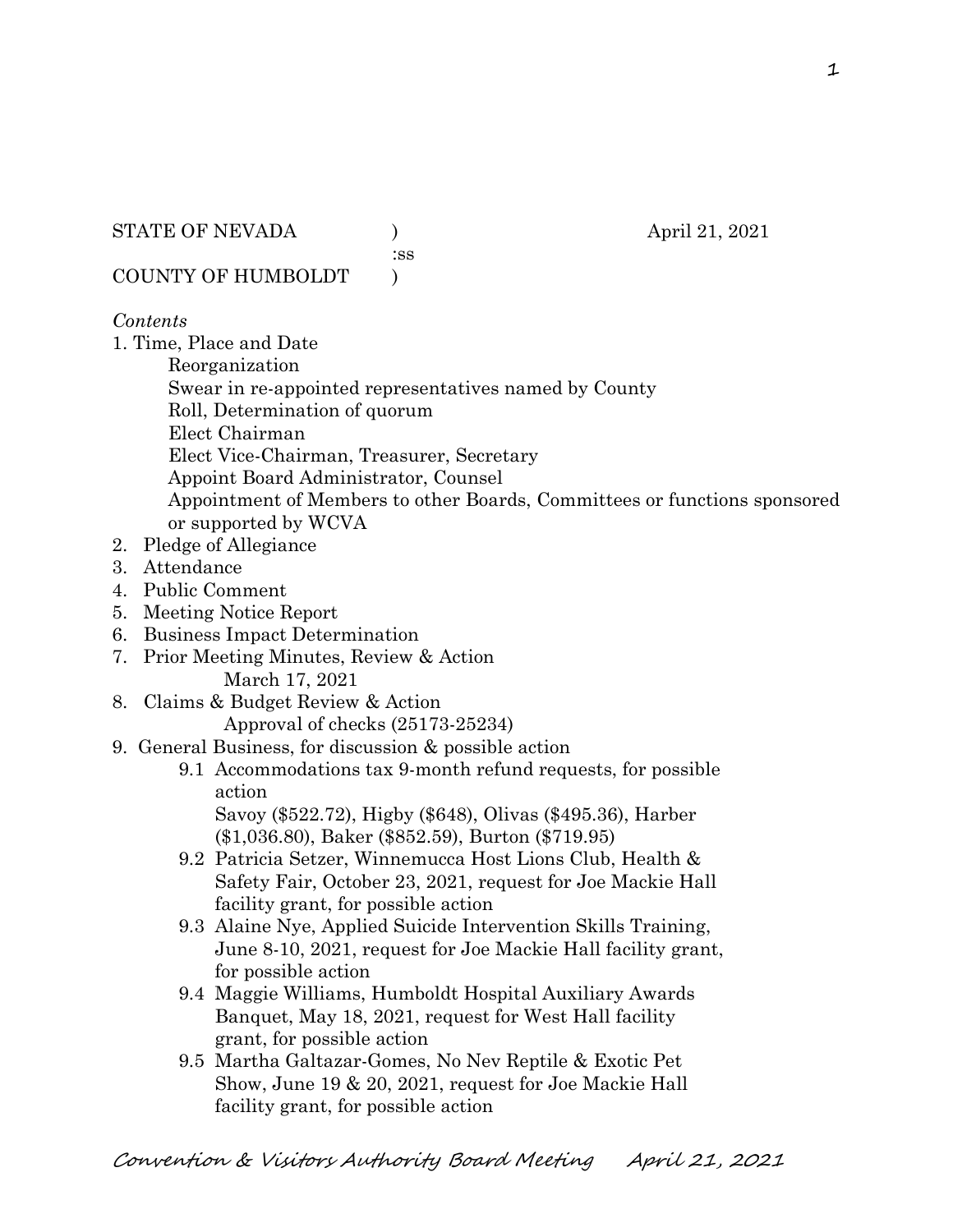STATE OF NEVADA )  April 21, 2021
:ss
COUNTY OF HUMBOLDT )

*Contents*

1. Time, Place and Date
   - Reorganization
   - Swear in re-appointed representatives named by County
   - Roll, Determination of quorum
   - Elect Chairman
   - Elect Vice-Chairman, Treasurer, Secretary
   - Appoint Board Administrator, Counsel
   - Appointment of Members to other Boards, Committees or functions sponsored or supported by WCVA
2. Pledge of Allegiance
3. Attendance
4. Public Comment
5. Meeting Notice Report
6. Business Impact Determination
7. Prior Meeting Minutes, Review & Action
   - March 17, 2021
8. Claims & Budget Review & Action
   - Approval of checks (25173-25234)
9. General Business, for discussion & possible action
   - 9.1 Accommodations tax 9-month refund requests, for possible action
     Savoy ($522.72), Higby ($648), Olivas ($495.36), Harber ($1,036.80), Baker ($852.59), Burton ($719.95)
   - 9.2 Patricia Setzer, Winnemucca Host Lions Club, Health & Safety Fair, October 23, 2021, request for Joe Mackie Hall facility grant, for possible action
   - 9.3 Alaine Nye, Applied Suicide Intervention Skills Training, June 8-10, 2021, request for Joe Mackie Hall facility grant, for possible action
   - 9.4 Maggie Williams, Humboldt Hospital Auxiliary Awards Banquet, May 18, 2021, request for West Hall facility grant, for possible action
   - 9.5 Martha Galtazar-Gomes, No Nev Reptile & Exotic Pet Show, June 19 & 20, 2021, request for Joe Mackie Hall facility grant, for possible action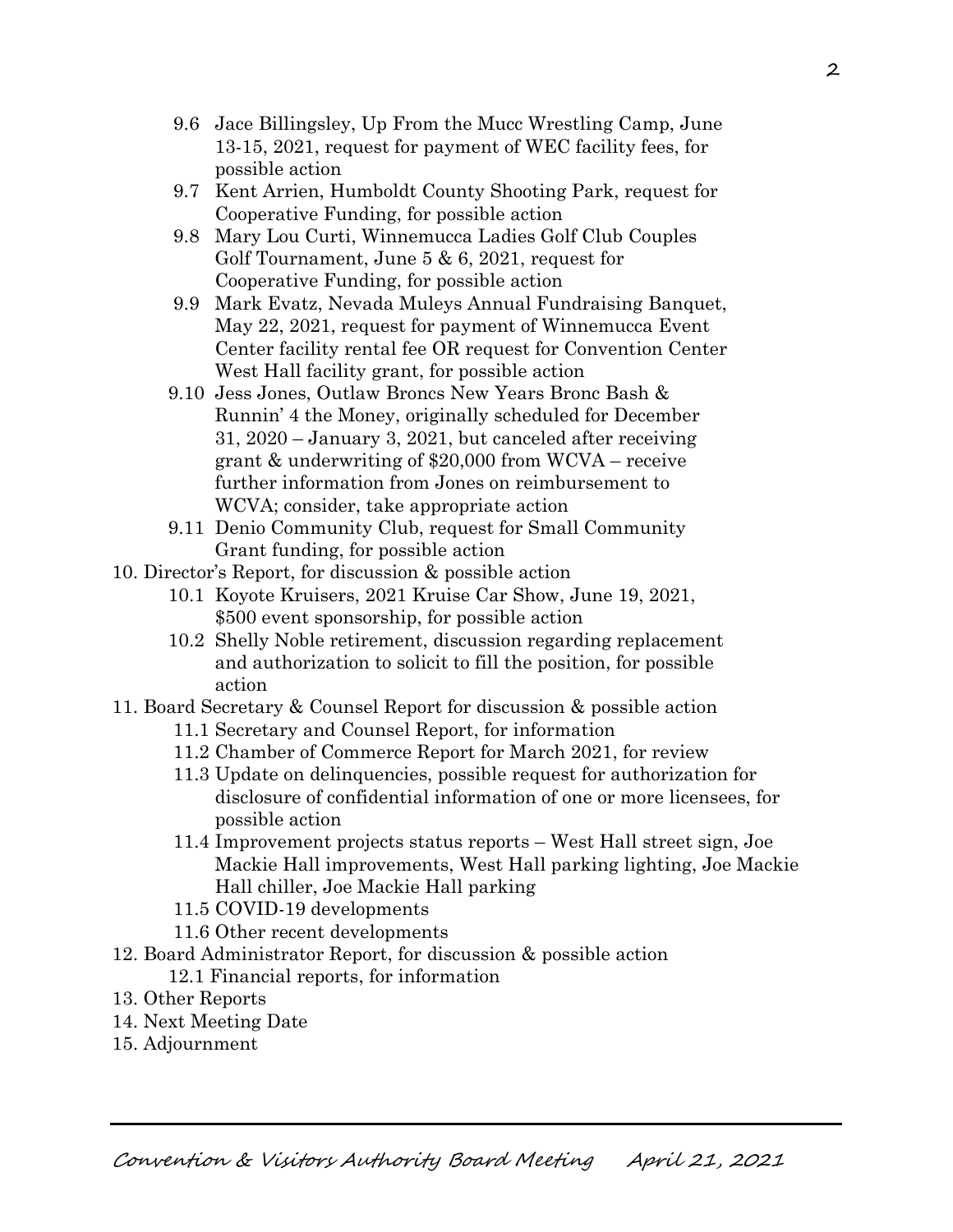- 9.6 Jace Billingsley, Up From the Mucc Wrestling Camp, June 13-15, 2021, request for payment of WEC facility fees, for possible action
- 9.7 Kent Arrien, Humboldt County Shooting Park, request for Cooperative Funding, for possible action
- 9.8 Mary Lou Curti, Winnemucca Ladies Golf Club Couples Golf Tournament, June 5 & 6, 2021, request for Cooperative Funding, for possible action
- 9.9 Mark Evatz, Nevada Muleys Annual Fundraising Banquet, May 22, 2021, request for payment of Winnemucca Event Center facility rental fee OR request for Convention Center West Hall facility grant, for possible action
- 9.10 Jess Jones, Outlaw Broncs New Years Bronc Bash & Runnin' 4 the Money, originally scheduled for December 31, 2020 – January 3, 2021, but canceled after receiving grant & underwriting of $20,000 from WCVA – receive further information from Jones on reimbursement to WCVA; consider, take appropriate action
- 9.11 Denio Community Club, request for Small Community Grant funding, for possible action

10. Director's Report, for discussion & possible action
    - 10.1 Koyote Kruisers, 2021 Kruise Car Show, June 19, 2021, $500 event sponsorship, for possible action
    - 10.2 Shelly Noble retirement, discussion regarding replacement and authorization to solicit to fill the position, for possible action
11. Board Secretary & Counsel Report for discussion & possible action
    - 11.1 Secretary and Counsel Report, for information
    - 11.2 Chamber of Commerce Report for March 2021, for review
    - 11.3 Update on delinquencies, possible request for authorization for disclosure of confidential information of one or more licensees, for possible action
    - 11.4 Improvement projects status reports – West Hall street sign, Joe Mackie Hall improvements, West Hall parking lighting, Joe Mackie Hall chiller, Joe Mackie Hall parking
    - 11.5 COVID-19 developments
    - 11.6 Other recent developments
12. Board Administrator Report, for discussion & possible action
    - 12.1 Financial reports, for information
13. Other Reports
14. Next Meeting Date
15. Adjournment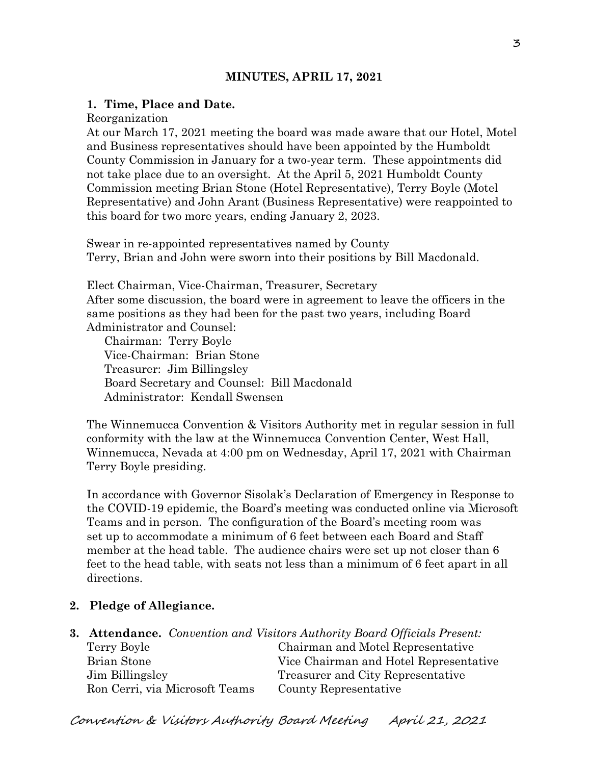**MINUTES, APRIL 17, 2021**

**1. Time, Place and Date.**

Reorganization

At our March 17, 2021 meeting the board was made aware that our Hotel, Motel and Business representatives should have been appointed by the Humboldt County Commission in January for a two-year term. These appointments did not take place due to an oversight. At the April 5, 2021 Humboldt County Commission meeting Brian Stone (Hotel Representative), Terry Boyle (Motel Representative) and John Arant (Business Representative) were reappointed to this board for two more years, ending January 2, 2023.

Swear in re-appointed representatives named by County

Terry, Brian and John were sworn into their positions by Bill Macdonald.

Elect Chairman, Vice-Chairman, Treasurer, Secretary

After some discussion, the board were in agreement to leave the officers in the same positions as they had been for the past two years, including Board Administrator and Counsel:

Chairman: Terry Boyle
Vice-Chairman: Brian Stone
Treasurer: Jim Billingsley
Board Secretary and Counsel: Bill Macdonald
Administrator: Kendall Swensen

The Winnemucca Convention & Visitors Authority met in regular session in full conformity with the law at the Winnemucca Convention Center, West Hall, Winnemucca, Nevada at 4:00 pm on Wednesday, April 17, 2021 with Chairman Terry Boyle presiding.

In accordance with Governor Sisolak's Declaration of Emergency in Response to the COVID-19 epidemic, the Board's meeting was conducted online via Microsoft Teams and in person. The configuration of the Board's meeting room was set up to accommodate a minimum of 6 feet between each Board and Staff member at the head table. The audience chairs were set up not closer than 6 feet to the head table, with seats not less than a minimum of 6 feet apart in all directions.

**2. Pledge of Allegiance.**

**3. Attendance.** *Convention and Visitors Authority Board Officials Present:*

| | |
|---|---|
| Terry Boyle | Chairman and Motel Representative |
| Brian Stone | Vice Chairman and Hotel Representative |
| Jim Billingsley | Treasurer and City Representative |
| Ron Cerri, via Microsoft Teams | County Representative |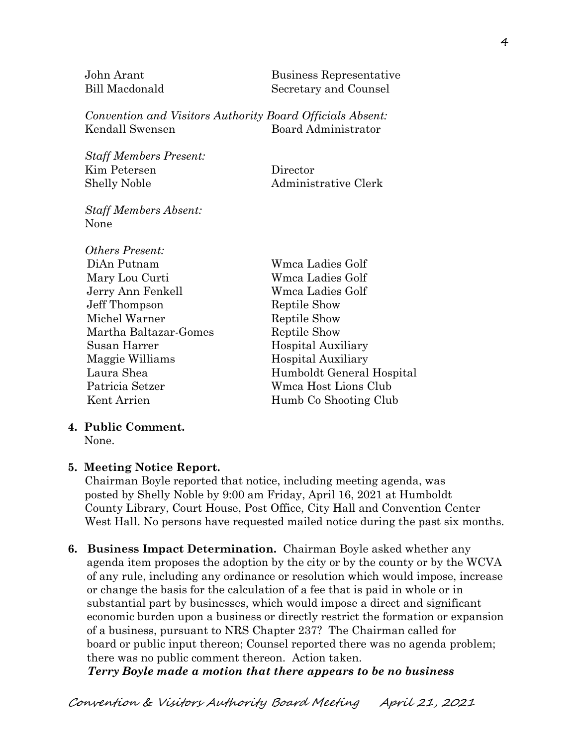| | |
|---|---|
| John Arant | Business Representative |
| Bill Macdonald | Secretary and Counsel |

*Convention and Visitors Authority Board Officials Absent:*

| | |
|---|---|
| Kendall Swensen | Board Administrator |

*Staff Members Present:*

| | |
|---|---|
| Kim Petersen | Director |
| Shelly Noble | Administrative Clerk |

*Staff Members Absent:*
None

*Others Present:*

| | |
|---|---|
| DiAn Putnam | Wmca Ladies Golf |
| Mary Lou Curti | Wmca Ladies Golf |
| Jerry Ann Fenkell | Wmca Ladies Golf |
| Jeff Thompson | Reptile Show |
| Michel Warner | Reptile Show |
| Martha Baltazar-Gomes | Reptile Show |
| Susan Harrer | Hospital Auxiliary |
| Maggie Williams | Hospital Auxiliary |
| Laura Shea | Humboldt General Hospital |
| Patricia Setzer | Wmca Host Lions Club |
| Kent Arrien | Humb Co Shooting Club |

**4. Public Comment.**
None.

**5. Meeting Notice Report.**
Chairman Boyle reported that notice, including meeting agenda, was posted by Shelly Noble by 9:00 am Friday, April 16, 2021 at Humboldt County Library, Court House, Post Office, City Hall and Convention Center West Hall. No persons have requested mailed notice during the past six months.

**6. Business Impact Determination.** Chairman Boyle asked whether any agenda item proposes the adoption by the city or by the county or by the WCVA of any rule, including any ordinance or resolution which would impose, increase or change the basis for the calculation of a fee that is paid in whole or in substantial part by businesses, which would impose a direct and significant economic burden upon a business or directly restrict the formation or expansion of a business, pursuant to NRS Chapter 237? The Chairman called for board or public input thereon; Counsel reported there was no agenda problem; there was no public comment thereon. Action taken.
***Terry Boyle made a motion that there appears to be no business***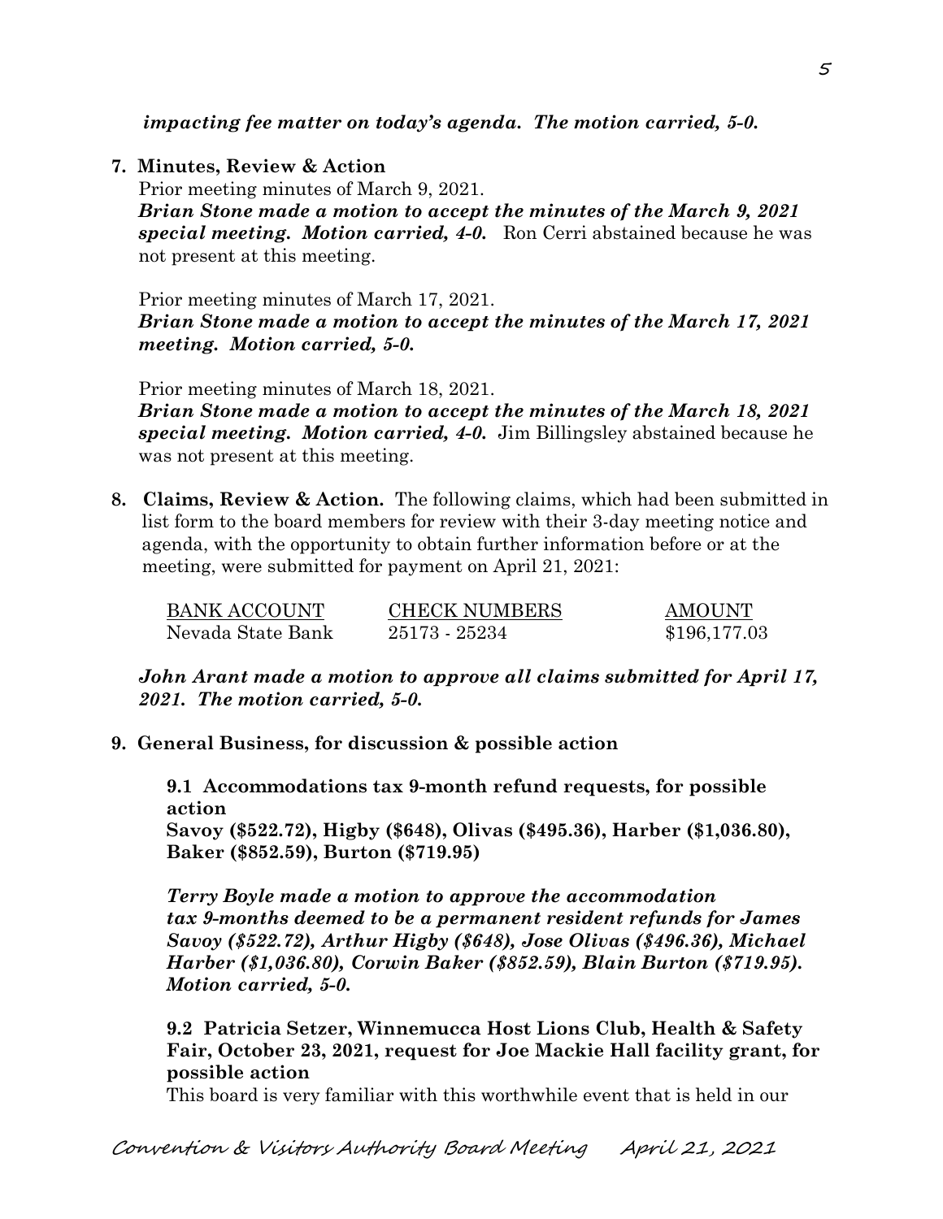***impacting fee matter on today's agenda. The motion carried, 5-0.***

**7. Minutes, Review & Action**

Prior meeting minutes of March 9, 2021.

***Brian Stone made a motion to accept the minutes of the March 9, 2021 special meeting. Motion carried, 4-0.*** Ron Cerri abstained because he was not present at this meeting.

Prior meeting minutes of March 17, 2021.

***Brian Stone made a motion to accept the minutes of the March 17, 2021 meeting. Motion carried, 5-0.***

Prior meeting minutes of March 18, 2021.

***Brian Stone made a motion to accept the minutes of the March 18, 2021 special meeting. Motion carried, 4-0.*** Jim Billingsley abstained because he was not present at this meeting.

**8. Claims, Review & Action.** The following claims, which had been submitted in list form to the board members for review with their 3-day meeting notice and agenda, with the opportunity to obtain further information before or at the meeting, were submitted for payment on April 21, 2021:

| BANK ACCOUNT | CHECK NUMBERS | AMOUNT |
|---|---|---|
| Nevada State Bank | 25173 - 25234 | \$196,177.03 |

***John Arant made a motion to approve all claims submitted for April 17, 2021. The motion carried, 5-0.***

**9. General Business, for discussion & possible action**

**9.1 Accommodations tax 9-month refund requests, for possible action**
**Savoy (\$522.72), Higby (\$648), Olivas (\$495.36), Harber (\$1,036.80), Baker (\$852.59), Burton (\$719.95)**

***Terry Boyle made a motion to approve the accommodation tax 9-months deemed to be a permanent resident refunds for James Savoy (\$522.72), Arthur Higby (\$648), Jose Olivas (\$496.36), Michael Harber (\$1,036.80), Corwin Baker (\$852.59), Blain Burton (\$719.95). Motion carried, 5-0.***

**9.2 Patricia Setzer, Winnemucca Host Lions Club, Health & Safety Fair, October 23, 2021, request for Joe Mackie Hall facility grant, for possible action**

This board is very familiar with this worthwhile event that is held in our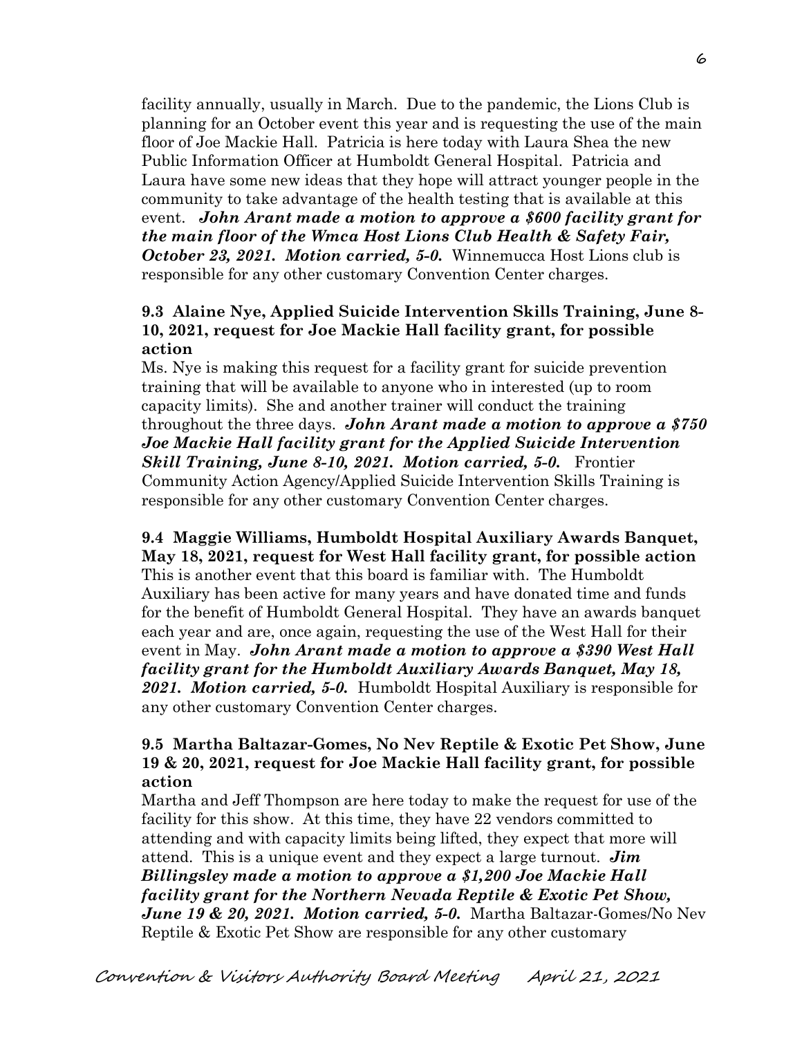facility annually, usually in March. Due to the pandemic, the Lions Club is planning for an October event this year and is requesting the use of the main floor of Joe Mackie Hall. Patricia is here today with Laura Shea the new Public Information Officer at Humboldt General Hospital. Patricia and Laura have some new ideas that they hope will attract younger people in the community to take advantage of the health testing that is available at this event. ***John Arant made a motion to approve a $600 facility grant for the main floor of the Wmca Host Lions Club Health & Safety Fair, October 23, 2021. Motion carried, 5-0.*** Winnemucca Host Lions club is responsible for any other customary Convention Center charges.

**9.3 Alaine Nye, Applied Suicide Intervention Skills Training, June 8-10, 2021, request for Joe Mackie Hall facility grant, for possible action**

Ms. Nye is making this request for a facility grant for suicide prevention training that will be available to anyone who in interested (up to room capacity limits). She and another trainer will conduct the training throughout the three days. ***John Arant made a motion to approve a $750 Joe Mackie Hall facility grant for the Applied Suicide Intervention Skill Training, June 8-10, 2021. Motion carried, 5-0.*** Frontier Community Action Agency/Applied Suicide Intervention Skills Training is responsible for any other customary Convention Center charges.

**9.4 Maggie Williams, Humboldt Hospital Auxiliary Awards Banquet, May 18, 2021, request for West Hall facility grant, for possible action**

This is another event that this board is familiar with. The Humboldt Auxiliary has been active for many years and have donated time and funds for the benefit of Humboldt General Hospital. They have an awards banquet each year and are, once again, requesting the use of the West Hall for their event in May. ***John Arant made a motion to approve a $390 West Hall facility grant for the Humboldt Auxiliary Awards Banquet, May 18, 2021. Motion carried, 5-0.*** Humboldt Hospital Auxiliary is responsible for any other customary Convention Center charges.

**9.5 Martha Baltazar-Gomes, No Nev Reptile & Exotic Pet Show, June 19 & 20, 2021, request for Joe Mackie Hall facility grant, for possible action**

Martha and Jeff Thompson are here today to make the request for use of the facility for this show. At this time, they have 22 vendors committed to attending and with capacity limits being lifted, they expect that more will attend. This is a unique event and they expect a large turnout. ***Jim Billingsley made a motion to approve a $1,200 Joe Mackie Hall facility grant for the Northern Nevada Reptile & Exotic Pet Show, June 19 & 20, 2021. Motion carried, 5-0.*** Martha Baltazar-Gomes/No Nev Reptile & Exotic Pet Show are responsible for any other customary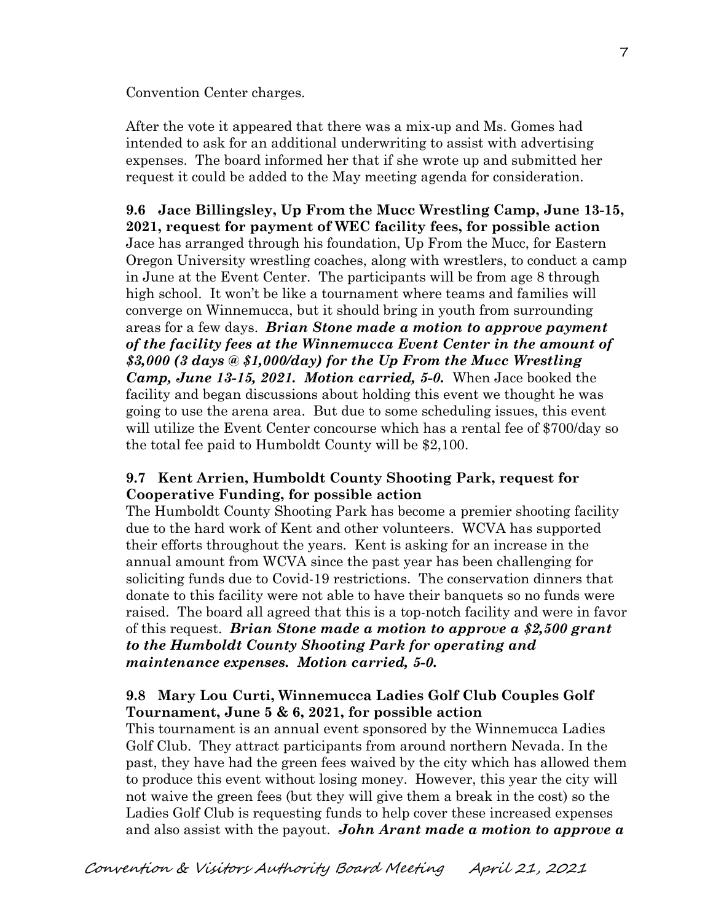Convention Center charges.

After the vote it appeared that there was a mix-up and Ms. Gomes had intended to ask for an additional underwriting to assist with advertising expenses. The board informed her that if she wrote up and submitted her request it could be added to the May meeting agenda for consideration.

**9.6 Jace Billingsley, Up From the Mucc Wrestling Camp, June 13-15, 2021, request for payment of WEC facility fees, for possible action**
Jace has arranged through his foundation, Up From the Mucc, for Eastern Oregon University wrestling coaches, along with wrestlers, to conduct a camp in June at the Event Center. The participants will be from age 8 through high school. It won't be like a tournament where teams and families will converge on Winnemucca, but it should bring in youth from surrounding areas for a few days. ***Brian Stone made a motion to approve payment of the facility fees at the Winnemucca Event Center in the amount of $3,000 (3 days @ $1,000/day) for the Up From the Mucc Wrestling Camp, June 13-15, 2021. Motion carried, 5-0.*** When Jace booked the facility and began discussions about holding this event we thought he was going to use the arena area. But due to some scheduling issues, this event will utilize the Event Center concourse which has a rental fee of $700/day so the total fee paid to Humboldt County will be $2,100.

**9.7 Kent Arrien, Humboldt County Shooting Park, request for Cooperative Funding, for possible action**
The Humboldt County Shooting Park has become a premier shooting facility due to the hard work of Kent and other volunteers. WCVA has supported their efforts throughout the years. Kent is asking for an increase in the annual amount from WCVA since the past year has been challenging for soliciting funds due to Covid-19 restrictions. The conservation dinners that donate to this facility were not able to have their banquets so no funds were raised. The board all agreed that this is a top-notch facility and were in favor of this request. ***Brian Stone made a motion to approve a $2,500 grant to the Humboldt County Shooting Park for operating and maintenance expenses. Motion carried, 5-0.***

**9.8 Mary Lou Curti, Winnemucca Ladies Golf Club Couples Golf Tournament, June 5 & 6, 2021, for possible action**
This tournament is an annual event sponsored by the Winnemucca Ladies Golf Club. They attract participants from around northern Nevada. In the past, they have had the green fees waived by the city which has allowed them to produce this event without losing money. However, this year the city will not waive the green fees (but they will give them a break in the cost) so the Ladies Golf Club is requesting funds to help cover these increased expenses and also assist with the payout. ***John Arant made a motion to approve a***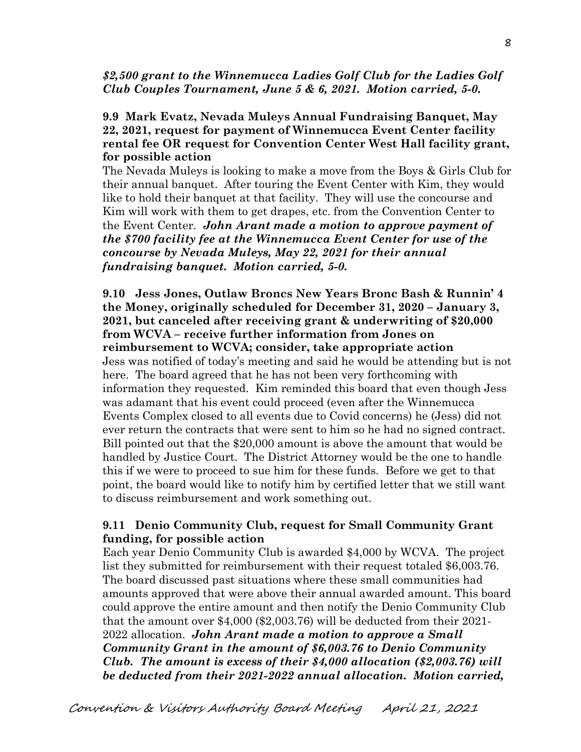***$2,500 grant to the Winnemucca Ladies Golf Club for the Ladies Golf Club Couples Tournament, June 5 & 6, 2021. Motion carried, 5-0.***

**9.9 Mark Evatz, Nevada Muleys Annual Fundraising Banquet, May 22, 2021, request for payment of Winnemucca Event Center facility rental fee OR request for Convention Center West Hall facility grant, for possible action**

The Nevada Muleys is looking to make a move from the Boys & Girls Club for their annual banquet. After touring the Event Center with Kim, they would like to hold their banquet at that facility. They will use the concourse and Kim will work with them to get drapes, etc. from the Convention Center to the Event Center. ***John Arant made a motion to approve payment of the $700 facility fee at the Winnemucca Event Center for use of the concourse by Nevada Muleys, May 22, 2021 for their annual fundraising banquet. Motion carried, 5-0.***

**9.10 Jess Jones, Outlaw Broncs New Years Bronc Bash & Runnin' 4 the Money, originally scheduled for December 31, 2020 – January 3, 2021, but canceled after receiving grant & underwriting of $20,000 from WCVA – receive further information from Jones on reimbursement to WCVA; consider, take appropriate action**

Jess was notified of today's meeting and said he would be attending but is not here. The board agreed that he has not been very forthcoming with information they requested. Kim reminded this board that even though Jess was adamant that his event could proceed (even after the Winnemucca Events Complex closed to all events due to Covid concerns) he (Jess) did not ever return the contracts that were sent to him so he had no signed contract. Bill pointed out that the $20,000 amount is above the amount that would be handled by Justice Court. The District Attorney would be the one to handle this if we were to proceed to sue him for these funds. Before we get to that point, the board would like to notify him by certified letter that we still want to discuss reimbursement and work something out.

**9.11 Denio Community Club, request for Small Community Grant funding, for possible action**

Each year Denio Community Club is awarded $4,000 by WCVA. The project list they submitted for reimbursement with their request totaled $6,003.76. The board discussed past situations where these small communities had amounts approved that were above their annual awarded amount. This board could approve the entire amount and then notify the Denio Community Club that the amount over $4,000 ($2,003.76) will be deducted from their 2021-2022 allocation. ***John Arant made a motion to approve a Small Community Grant in the amount of $6,003.76 to Denio Community Club. The amount in excess of their $4,000 allocation ($2,003.76) will be deducted from their 2021-2022 annual allocation. Motion carried,***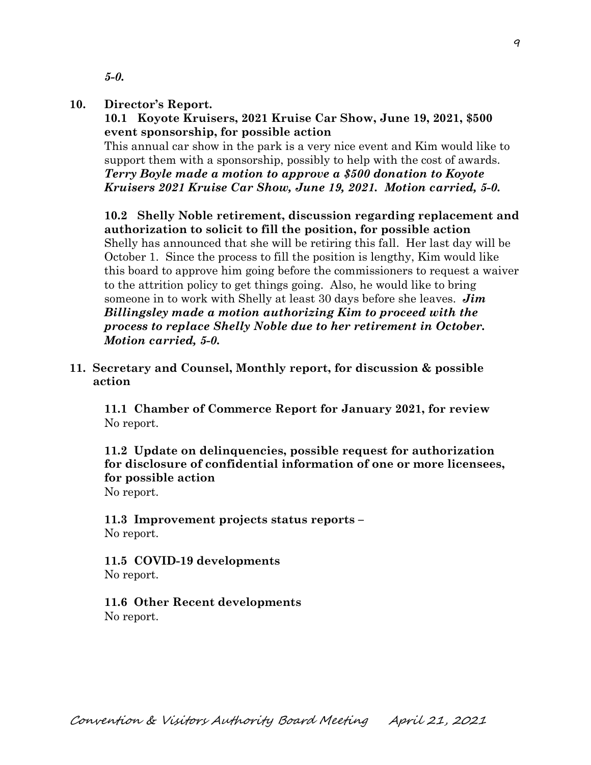***5-0.***

**10. Director's Report.**

**10.1 Koyote Kruisers, 2021 Kruise Car Show, June 19, 2021, $500 event sponsorship, for possible action**

This annual car show in the park is a very nice event and Kim would like to support them with a sponsorship, possibly to help with the cost of awards. ***Terry Boyle made a motion to approve a $500 donation to Koyote Kruisers 2021 Kruise Car Show, June 19, 2021. Motion carried, 5-0.***

**10.2 Shelly Noble retirement, discussion regarding replacement and authorization to solicit to fill the position, for possible action**

Shelly has announced that she will be retiring this fall. Her last day will be October 1. Since the process to fill the position is lengthy, Kim would like this board to approve him going before the commissioners to request a waiver to the attrition policy to get things going. Also, he would like to bring someone in to work with Shelly at least 30 days before she leaves. ***Jim Billingsley made a motion authorizing Kim to proceed with the process to replace Shelly Noble due to her retirement in October. Motion carried, 5-0.***

**11. Secretary and Counsel, Monthly report, for discussion & possible action**

**11.1 Chamber of Commerce Report for January 2021, for review**

No report.

**11.2 Update on delinquencies, possible request for authorization for disclosure of confidential information of one or more licensees, for possible action**

No report.

**11.3 Improvement projects status reports –**

No report.

**11.5 COVID-19 developments**

No report.

**11.6 Other Recent developments**

No report.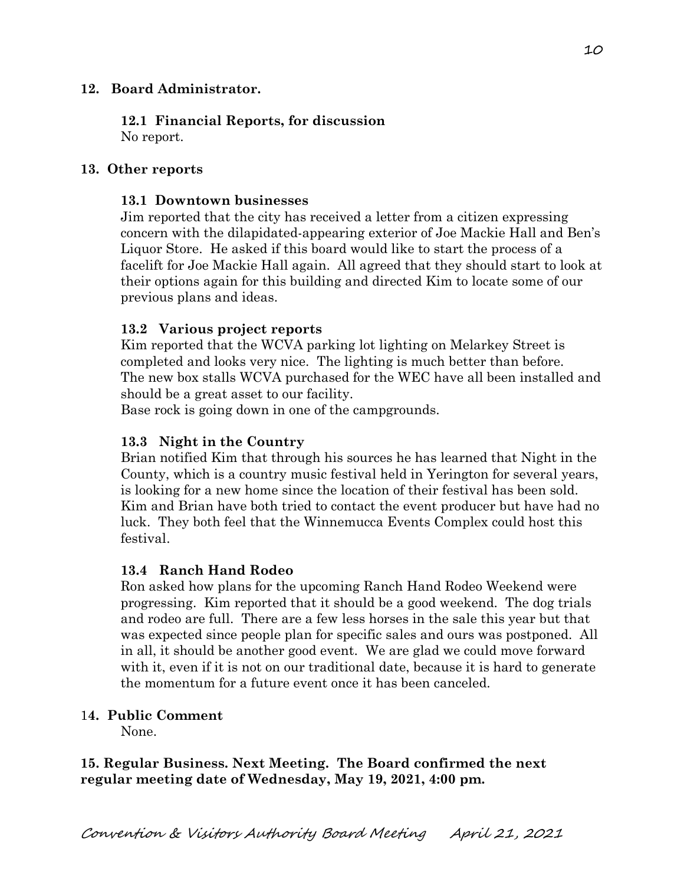**12. Board Administrator.**

**12.1 Financial Reports, for discussion**
No report.

**13. Other reports**

**13.1 Downtown businesses**
Jim reported that the city has received a letter from a citizen expressing concern with the dilapidated-appearing exterior of Joe Mackie Hall and Ben's Liquor Store. He asked if this board would like to start the process of a facelift for Joe Mackie Hall again. All agreed that they should start to look at their options again for this building and directed Kim to locate some of our previous plans and ideas.

**13.2 Various project reports**
Kim reported that the WCVA parking lot lighting on Melarkey Street is completed and looks very nice. The lighting is much better than before. The new box stalls WCVA purchased for the WEC have all been installed and should be a great asset to our facility.
Base rock is going down in one of the campgrounds.

**13.3 Night in the Country**
Brian notified Kim that through his sources he has learned that Night in the County, which is a country music festival held in Yerington for several years, is looking for a new home since the location of their festival has been sold. Kim and Brian have both tried to contact the event producer but have had no luck. They both feel that the Winnemucca Events Complex could host this festival.

**13.4 Ranch Hand Rodeo**
Ron asked how plans for the upcoming Ranch Hand Rodeo Weekend were progressing. Kim reported that it should be a good weekend. The dog trials and rodeo are full. There are a few less horses in the sale this year but that was expected since people plan for specific sales and ours was postponed. All in all, it should be another good event. We are glad we could move forward with it, even if it is not on our traditional date, because it is hard to generate the momentum for a future event once it has been canceled.

**14. Public Comment**
None.

**15. Regular Business. Next Meeting. The Board confirmed the next regular meeting date of Wednesday, May 19, 2021, 4:00 pm.**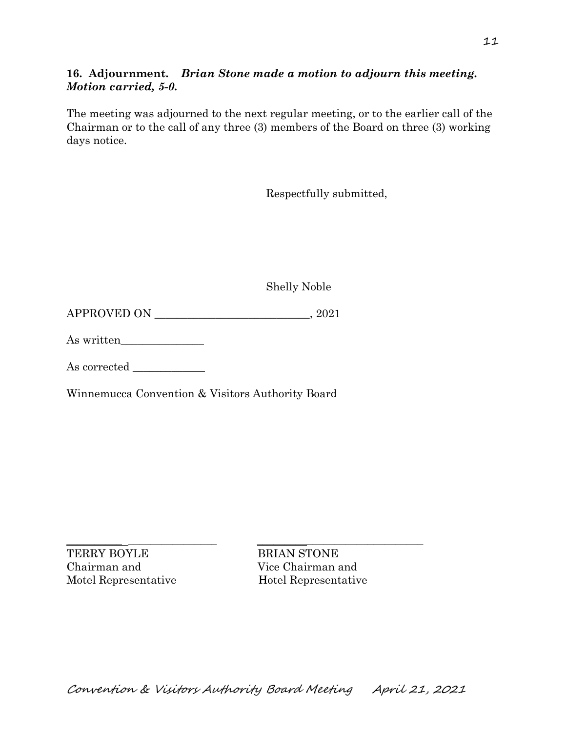**16. Adjournment.** ***Brian Stone made a motion to adjourn this meeting. Motion carried, 5-0.***

The meeting was adjourned to the next regular meeting, or to the earlier call of the Chairman or to the call of any three (3) members of the Board on three (3) working days notice.

Respectfully submitted,

Shelly Noble

APPROVED ON ____________________________, 2021

As written_______________

As corrected _____________

Winnemucca Convention & Visitors Authority Board

| ___________________________ | ___________________________ |
|---|---|
| TERRY BOYLE | BRIAN STONE |
| Chairman and | Vice Chairman and |
| Motel Representative | Hotel Representative |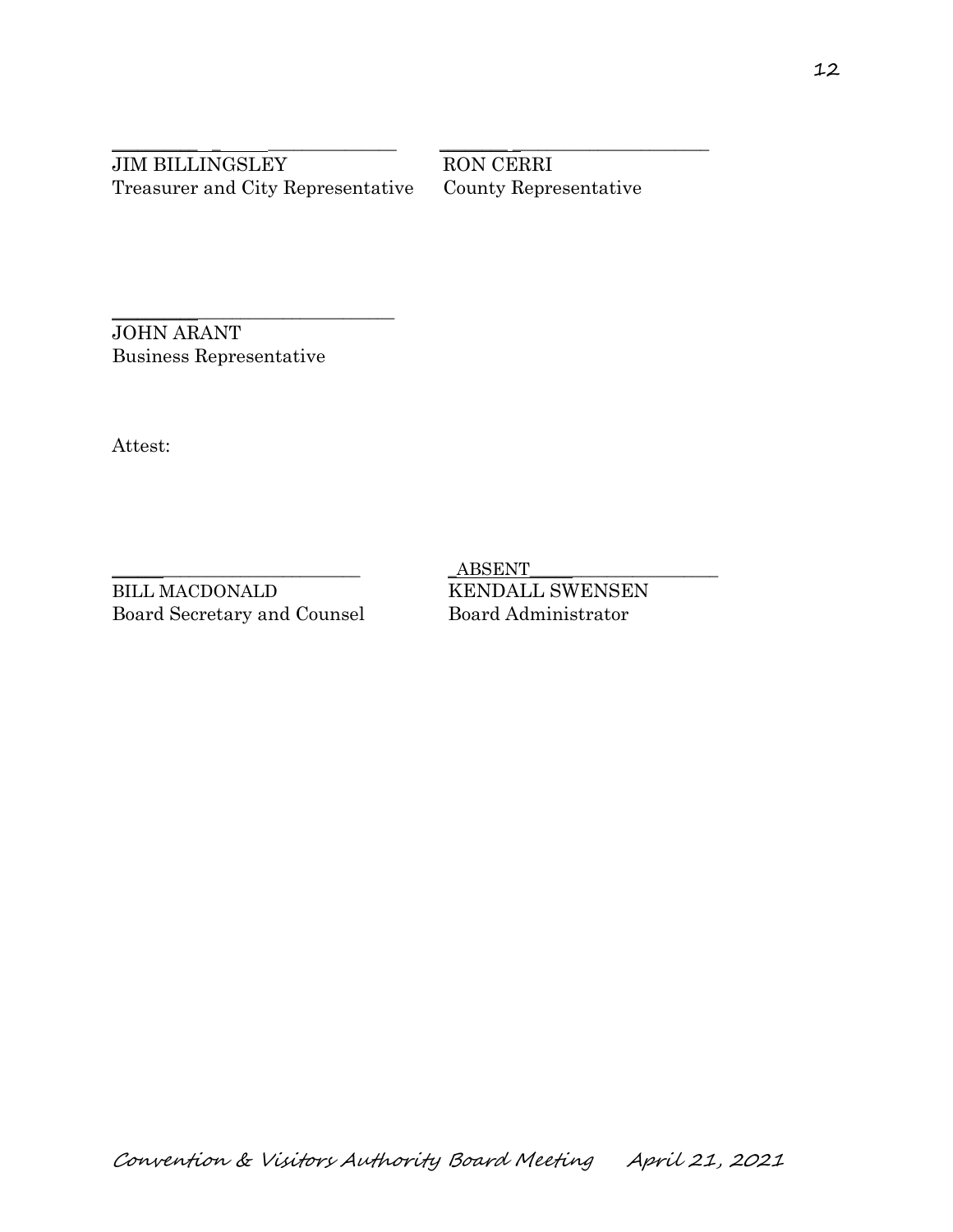______________________________ ______________________________

JIM BILLINGSLEY RON CERRI
Treasurer and City Representative County Representative

______________________________

JOHN ARANT
Business Representative

Attest:

______________________________ _ABSENT______________________

BILL MACDONALD KENDALL SWENSEN
Board Secretary and Counsel Board Administrator